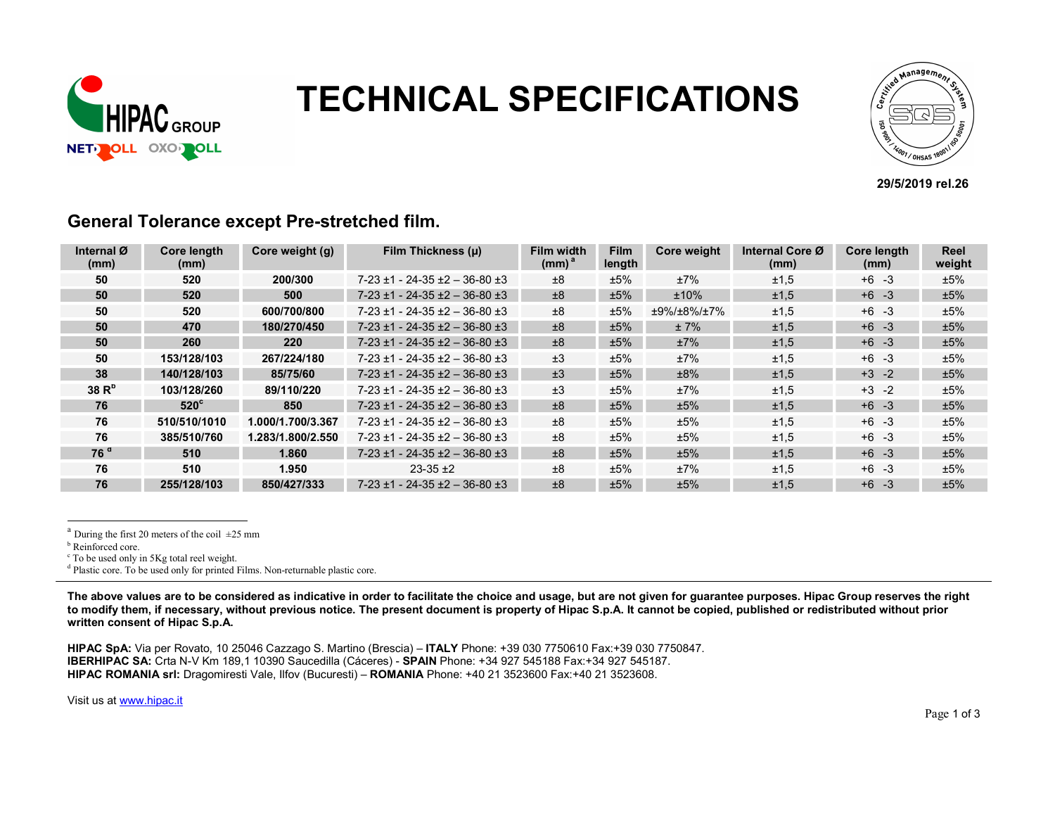# TECHNICAL SPECIFICATIONS

29/5/2019 rel.26

## General Tolerance except Pre-stretched film.

| Internal Ø (mm) | Core length (mm) | Core weight (g) | Film Thickness (μ) | Film width (mm) [a] | Film length | Core weight | Internal Core Ø (mm) | Core length (mm) | Reel weight |
|---|---|---|---|---|---|---|---|---|---|
| **50** | **520** | **200/300** | 7-23 ±1 - 24-35 ±2 – 36-80 ±3 | ±8 | ±5% | ±7% | ±1,5 | +6 -3 | ±5% |
| **50** | **520** | **500** | 7-23 ±1 - 24-35 ±2 – 36-80 ±3 | ±8 | ±5% | ±10% | ±1,5 | +6 -3 | ±5% |
| **50** | **520** | **600/700/800** | 7-23 ±1 - 24-35 ±2 – 36-80 ±3 | ±8 | ±5% | ±9%/±8%/±7% | ±1,5 | +6 -3 | ±5% |
| **50** | **470** | **180/270/450** | 7-23 ±1 - 24-35 ±2 – 36-80 ±3 | ±8 | ±5% | ± 7% | ±1,5 | +6 -3 | ±5% |
| **50** | **260** | **220** | 7-23 ±1 - 24-35 ±2 – 36-80 ±3 | ±8 | ±5% | ±7% | ±1,5 | +6 -3 | ±5% |
| **50** | **153/128/103** | **267/224/180** | 7-23 ±1 - 24-35 ±2 – 36-80 ±3 | ±3 | ±5% | ±7% | ±1,5 | +6 -3 | ±5% |
| **38** | **140/128/103** | **85/75/60** | 7-23 ±1 - 24-35 ±2 – 36-80 ±3 | ±3 | ±5% | ±8% | ±1,5 | +3 -2 | ±5% |
| **38 R[b]** | **103/128/260** | **89/110/220** | 7-23 ±1 - 24-35 ±2 – 36-80 ±3 | ±3 | ±5% | ±7% | ±1,5 | +3 -2 | ±5% |
| **76** | **520[c]** | **850** | 7-23 ±1 - 24-35 ±2 – 36-80 ±3 | ±8 | ±5% | ±5% | ±1,5 | +6 -3 | ±5% |
| **76** | **510/510/1010** | **1.000/1.700/3.367** | 7-23 ±1 - 24-35 ±2 – 36-80 ±3 | ±8 | ±5% | ±5% | ±1,5 | +6 -3 | ±5% |
| **76** | **385/510/760** | **1.283/1.800/2.550** | 7-23 ±1 - 24-35 ±2 – 36-80 ±3 | ±8 | ±5% | ±5% | ±1,5 | +6 -3 | ±5% |
| **76 [d]** | **510** | **1.860** | 7-23 ±1 - 24-35 ±2 – 36-80 ±3 | ±8 | ±5% | ±5% | ±1,5 | +6 -3 | ±5% |
| **76** | **510** | **1.950** | 23-35 ±2 | ±8 | ±5% | ±7% | ±1,5 | +6 -3 | ±5% |
| **76** | **255/128/103** | **850/427/333** | 7-23 ±1 - 24-35 ±2 – 36-80 ±3 | ±8 | ±5% | ±5% | ±1,5 | +6 -3 | ±5% |

[a] During the first 20 meters of the coil ±25 mm

[b] Reinforced core.

[c] To be used only in 5Kg total reel weight.

[d] Plastic core. To be used only for printed Films. Non-returnable plastic core.

**The above values are to be considered as indicative in order to facilitate the choice and usage, but are not given for guarantee purposes. Hipac Group reserves the right to modify them, if necessary, without previous notice. The present document is property of Hipac S.p.A. It cannot be copied, published or redistributed without prior written consent of Hipac S.p.A.**

**HIPAC SpA:** Via per Rovato, 10 25046 Cazzago S. Martino (Brescia) – **ITALY** Phone: +39 030 7750610 Fax:+39 030 7750847.
**IBERHIPAC SA:** Crta N-V Km 189,1 10390 Saucedilla (Cáceres) - **SPAIN** Phone: +34 927 545188 Fax:+34 927 545187.
**HIPAC ROMANIA srl:** Dragomiresti Vale, Ilfov (Bucuresti) – **ROMANIA** Phone: +40 21 3523600 Fax:+40 21 3523608.

Visit us at www.hipac.it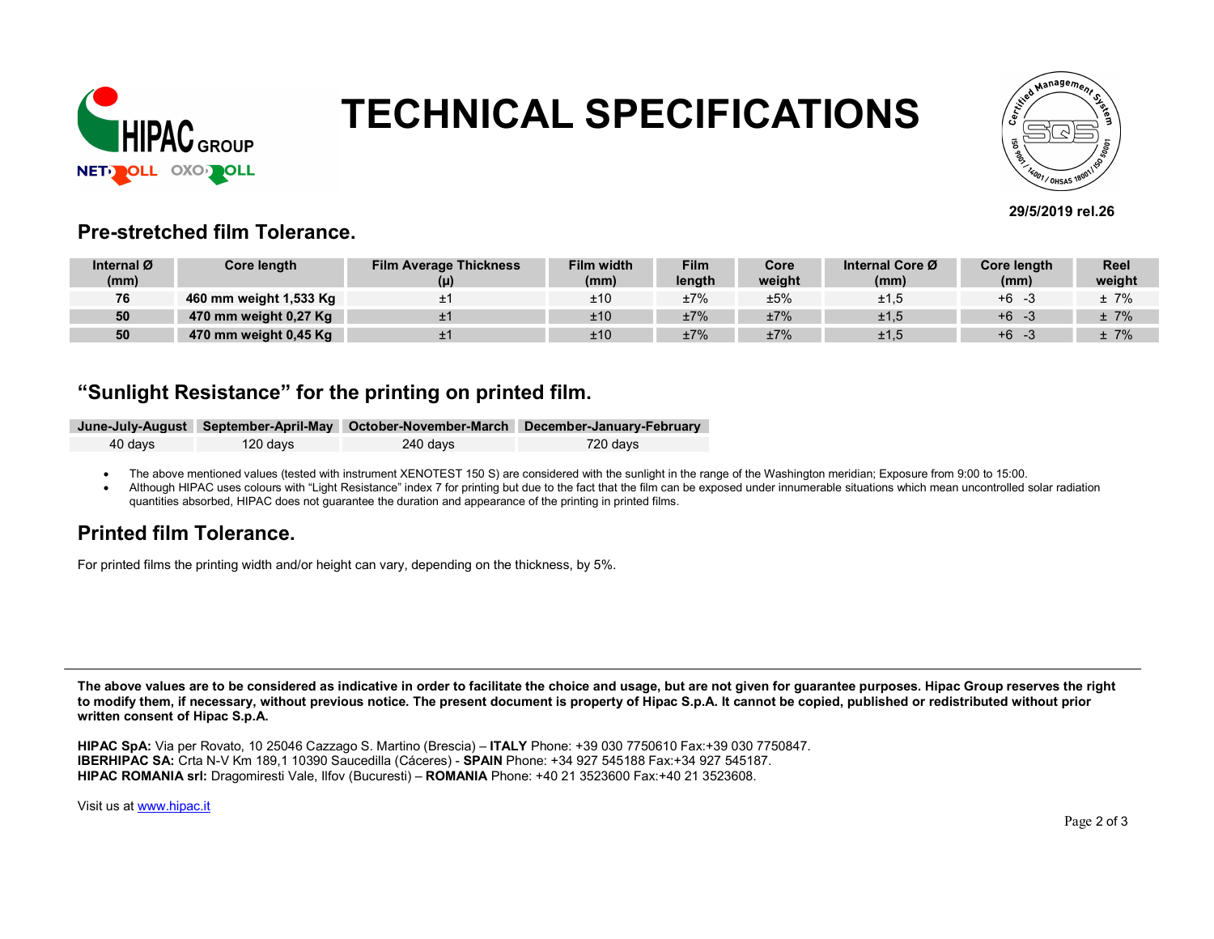# TECHNICAL SPECIFICATIONS

29/5/2019 rel.26

## Pre-stretched film Tolerance.

| Internal Ø (mm) | Core length | Film Average Thickness (µ) | Film width (mm) | Film length | Core weight | Internal Core Ø (mm) | Core length (mm) | Reel weight |
|---|---|---|---|---|---|---|---|---|
| **76** | **460 mm weight 1,533 Kg** | ±1 | ±10 | ±7% | ±5% | ±1,5 | +6 -3 | ± 7% |
| **50** | **470 mm weight 0,27 Kg** | ±1 | ±10 | ±7% | ±7% | ±1,5 | +6 -3 | ± 7% |
| **50** | **470 mm weight 0,45 Kg** | ±1 | ±10 | ±7% | ±7% | ±1,5 | +6 -3 | ± 7% |

## "Sunlight Resistance" for the printing on printed film.

| June-July-August | September-April-May | October-November-March | December-January-February |
|---|---|---|---|
| 40 days | 120 days | 240 days | 720 days |

- The above mentioned values (tested with instrument XENOTEST 150 S) are considered with the sunlight in the range of the Washington meridian; Exposure from 9:00 to 15:00.
- Although HIPAC uses colours with "Light Resistance" index 7 for printing but due to the fact that the film can be exposed under innumerable situations which mean uncontrolled solar radiation quantities absorbed, HIPAC does not guarantee the duration and appearance of the printing in printed films.

## Printed film Tolerance.

For printed films the printing width and/or height can vary, depending on the thickness, by 5%.

**The above values are to be considered as indicative in order to facilitate the choice and usage, but are not given for guarantee purposes. Hipac Group reserves the right to modify them, if necessary, without previous notice. The present document is property of Hipac S.p.A. It cannot be copied, published or redistributed without prior written consent of Hipac S.p.A.**

**HIPAC SpA:** Via per Rovato, 10 25046 Cazzago S. Martino (Brescia) – **ITALY** Phone: +39 030 7750610 Fax:+39 030 7750847.
**IBERHIPAC SA:** Crta N-V Km 189,1 10390 Saucedilla (Cáceres) - **SPAIN** Phone: +34 927 545188 Fax:+34 927 545187.
**HIPAC ROMANIA srl:** Dragomiresti Vale, Ilfov (Bucuresti) – **ROMANIA** Phone: +40 21 3523600 Fax:+40 21 3523608.

Visit us at www.hipac.it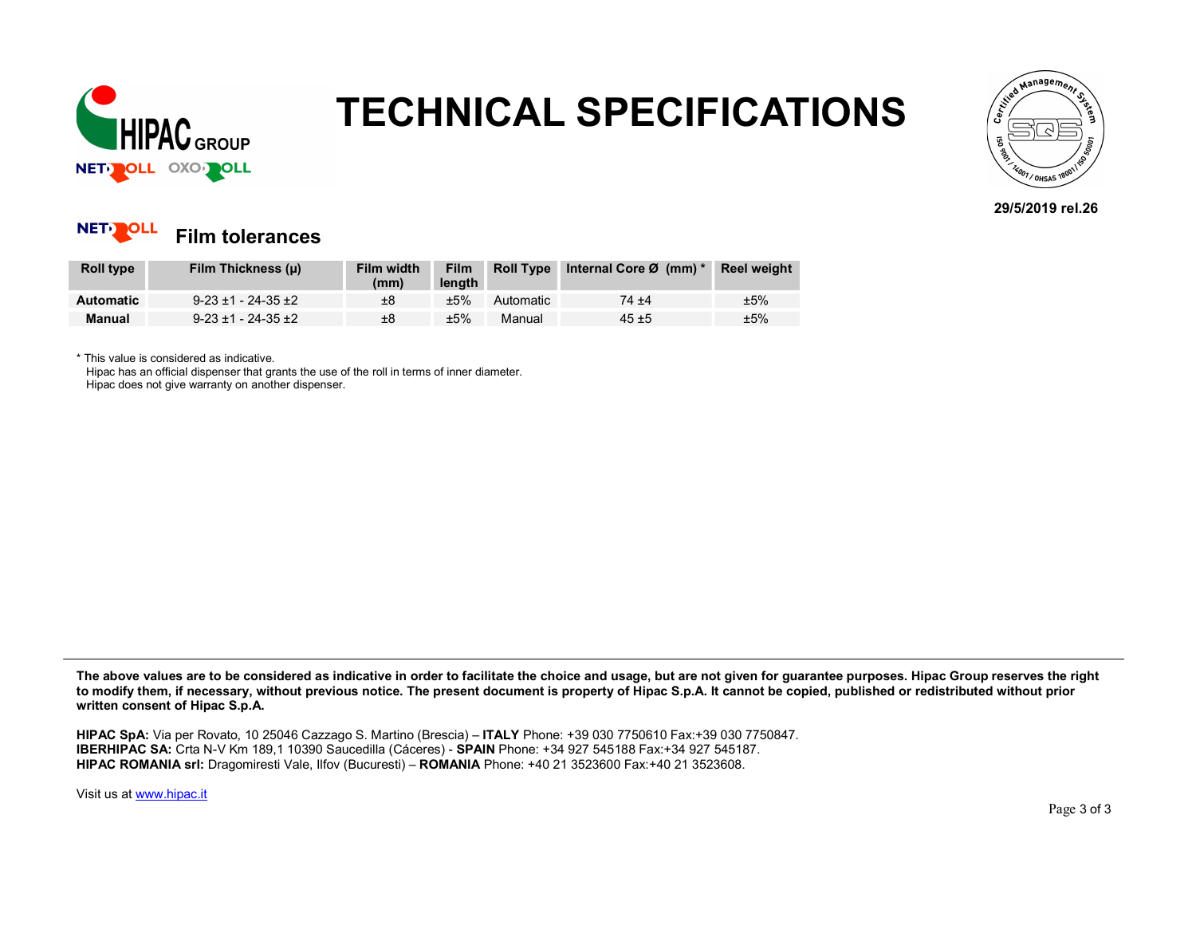# TECHNICAL SPECIFICATIONS

**29/5/2019 rel.26**

## NET ROLL Film tolerances

| Roll type | Film Thickness (µ) | Film width (mm) | Film length | Roll Type | Internal Core Ø (mm) * | Reel weight |
|---|---|---|---|---|---|---|
| **Automatic** | 9-23 ±1 - 24-35 ±2 | ±8 | ±5% | Automatic | 74 ±4 | ±5% |
| **Manual** | 9-23 ±1 - 24-35 ±2 | ±8 | ±5% | Manual | 45 ±5 | ±5% |

* This value is considered as indicative.
Hipac has an official dispenser that grants the use of the roll in terms of inner diameter.
Hipac does not give warranty on another dispenser.

**The above values are to be considered as indicative in order to facilitate the choice and usage, but are not given for guarantee purposes. Hipac Group reserves the right to modify them, if necessary, without previous notice. The present document is property of Hipac S.p.A. It cannot be copied, published or redistributed without prior written consent of Hipac S.p.A.**

**HIPAC SpA:** Via per Rovato, 10 25046 Cazzago S. Martino (Brescia) – **ITALY** Phone: +39 030 7750610 Fax:+39 030 7750847.
**IBERHIPAC SA:** Crta N-V Km 189,1 10390 Saucedilla (Cáceres) - **SPAIN** Phone: +34 927 545188 Fax:+34 927 545187.
**HIPAC ROMANIA srl:** Dragomiresti Vale, Ilfov (Bucuresti) – **ROMANIA** Phone: +40 21 3523600 Fax:+40 21 3523608.

Visit us at www.hipac.it